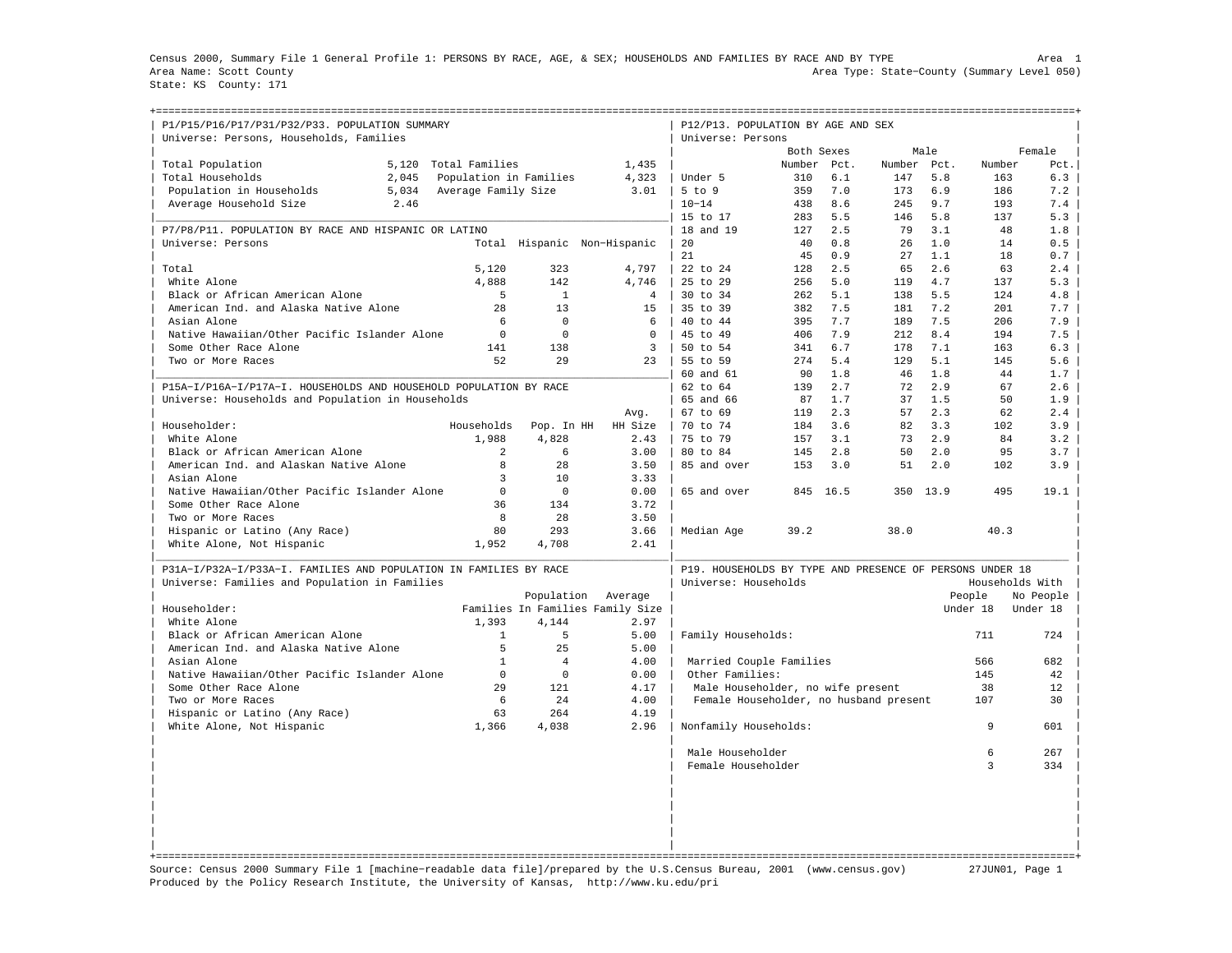Census 2000, Summary File 1 General Profile 1: PERSONS BY RACE, AGE, & SEX; HOUSEHOLDS AND FAMILIES BY RACE AND BY TYPE

Area Name: Scott County
State: KS County: 171

Area Type: State-County (Summary Level 050)

## P1/P15/P16/P17/P31/P32/P33. POPULATION SUMMARY

Universe: Persons, Households, Families

| | | | |
|---|---|---|---|
| Total Population | 5,120 | Total Families | 1,435 |
| Total Households | 2,045 | Population in Families | 4,323 |
| Population in Households | 5,034 | Average Family Size | 3.01 |
| Average Household Size | 2.46 | | |

## P7/P8/P11. POPULATION BY RACE AND HISPANIC OR LATINO

Universe: Persons

| | Total | Hispanic | Non-Hispanic |
|---|---|---|---|
| Total | 5,120 | 323 | 4,797 |
| White Alone | 4,888 | 142 | 4,746 |
| Black or African American Alone | 5 | 1 | 4 |
| American Ind. and Alaska Native Alone | 28 | 13 | 15 |
| Asian Alone | 6 | 0 | 6 |
| Native Hawaiian/Other Pacific Islander Alone | 0 | 0 | 0 |
| Some Other Race Alone | 141 | 138 | 3 |
| Two or More Races | 52 | 29 | 23 |

## P15A-I/P16A-I/P17A-I. HOUSEHOLDS AND HOUSEHOLD POPULATION BY RACE

Universe: Households and Population in Households

| Householder: | Households | Pop. In HH | Avg. HH Size |
|---|---|---|---|
| White Alone | 1,988 | 4,828 | 2.43 |
| Black or African American Alone | 2 | 6 | 3.00 |
| American Ind. and Alaskan Native Alone | 8 | 28 | 3.50 |
| Asian Alone | 3 | 10 | 3.33 |
| Native Hawaiian/Other Pacific Islander Alone | 0 | 0 | 0.00 |
| Some Other Race Alone | 36 | 134 | 3.72 |
| Two or More Races | 8 | 28 | 3.50 |
| Hispanic or Latino (Any Race) | 80 | 293 | 3.66 |
| White Alone, Not Hispanic | 1,952 | 4,708 | 2.41 |

## P31A-I/P32A-I/P33A-I. FAMILIES AND POPULATION IN FAMILIES BY RACE

Universe: Families and Population in Families

| Householder: | Families | Population In Families | Average Family Size |
|---|---|---|---|
| White Alone | 1,393 | 4,144 | 2.97 |
| Black or African American Alone | 1 | 5 | 5.00 |
| American Ind. and Alaska Native Alone | 5 | 25 | 5.00 |
| Asian Alone | 1 | 4 | 4.00 |
| Native Hawaiian/Other Pacific Islander Alone | 0 | 0 | 0.00 |
| Some Other Race Alone | 29 | 121 | 4.17 |
| Two or More Races | 6 | 24 | 4.00 |
| Hispanic or Latino (Any Race) | 63 | 264 | 4.19 |
| White Alone, Not Hispanic | 1,366 | 4,038 | 2.96 |

## P12/P13. POPULATION BY AGE AND SEX

Universe: Persons

| | Both Sexes Number | Both Sexes Pct. | Male Number | Male Pct. | Female Number | Female Pct. |
|---|---|---|---|---|---|---|
| Under 5 | 310 | 6.1 | 147 | 5.8 | 163 | 6.3 |
| 5 to 9 | 359 | 7.0 | 173 | 6.9 | 186 | 7.2 |
| 10-14 | 438 | 8.6 | 245 | 9.7 | 193 | 7.4 |
| 15 to 17 | 283 | 5.5 | 146 | 5.8 | 137 | 5.3 |
| 18 and 19 | 127 | 2.5 | 79 | 3.1 | 48 | 1.8 |
| 20 | 40 | 0.8 | 26 | 1.0 | 14 | 0.5 |
| 21 | 45 | 0.9 | 27 | 1.1 | 18 | 0.7 |
| 22 to 24 | 128 | 2.5 | 65 | 2.6 | 63 | 2.4 |
| 25 to 29 | 256 | 5.0 | 119 | 4.7 | 137 | 5.3 |
| 30 to 34 | 262 | 5.1 | 138 | 5.5 | 124 | 4.8 |
| 35 to 39 | 382 | 7.5 | 181 | 7.2 | 201 | 7.7 |
| 40 to 44 | 395 | 7.7 | 189 | 7.5 | 206 | 7.9 |
| 45 to 49 | 406 | 7.9 | 212 | 8.4 | 194 | 7.5 |
| 50 to 54 | 341 | 6.7 | 178 | 7.1 | 163 | 6.3 |
| 55 to 59 | 274 | 5.4 | 129 | 5.1 | 145 | 5.6 |
| 60 and 61 | 90 | 1.8 | 46 | 1.8 | 44 | 1.7 |
| 62 to 64 | 139 | 2.7 | 72 | 2.9 | 67 | 2.6 |
| 65 and 66 | 87 | 1.7 | 37 | 1.5 | 50 | 1.9 |
| 67 to 69 | 119 | 2.3 | 57 | 2.3 | 62 | 2.4 |
| 70 to 74 | 184 | 3.6 | 82 | 3.3 | 102 | 3.9 |
| 75 to 79 | 157 | 3.1 | 73 | 2.9 | 84 | 3.2 |
| 80 to 84 | 145 | 2.8 | 50 | 2.0 | 95 | 3.7 |
| 85 and over | 153 | 3.0 | 51 | 2.0 | 102 | 3.9 |
| 65 and over | 845 | 16.5 | 350 | 13.9 | 495 | 19.1 |
| Median Age | 39.2 | | 38.0 | | 40.3 | |

## P19. HOUSEHOLDS BY TYPE AND PRESENCE OF PERSONS UNDER 18

Universe: Households

| | Households With People Under 18 | Households With No People Under 18 |
|---|---|---|
| Family Households: | 711 | 724 |
| Married Couple Families | 566 | 682 |
| Other Families: | 145 | 42 |
| Male Householder, no wife present | 38 | 12 |
| Female Householder, no husband present | 107 | 30 |
| Nonfamily Households: | 9 | 601 |
| Male Householder | 6 | 267 |
| Female Householder | 3 | 334 |

Source: Census 2000 Summary File 1 [machine-readable data file]/prepared by the U.S.Census Bureau, 2001 (www.census.gov) 27JUN01
Produced by the Policy Research Institute, the University of Kansas, http://www.ku.edu/pri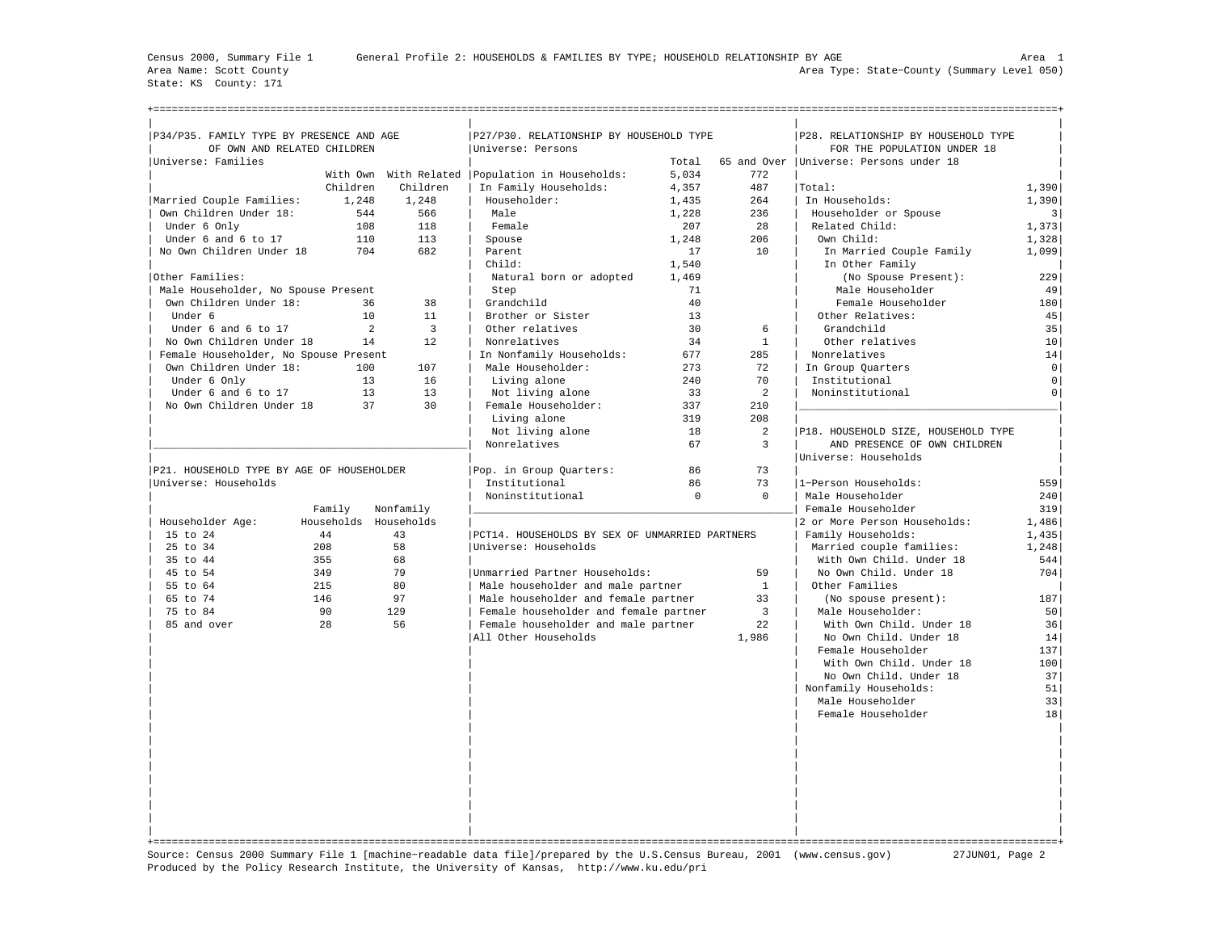Census 2000, Summary File 1 — General Profile 2: HOUSEHOLDS & FAMILIES BY TYPE; HOUSEHOLD RELATIONSHIP BY AGE — Area 1

Area Name: Scott County — Area Type: State-County (Summary Level 050)

State: KS County: 171

## P34/P35. FAMILY TYPE BY PRESENCE AND AGE OF OWN AND RELATED CHILDREN

Universe: Families

| | With Own Children | With Related Children |
|---|---|---|
| Married Couple Families: | 1,248 | 1,248 |
| Own Children Under 18: | 544 | 566 |
| Under 6 Only | 108 | 118 |
| Under 6 and 6 to 17 | 110 | 113 |
| No Own Children Under 18 | 704 | 682 |
| Other Families: | | |
| Male Householder, No Spouse Present | | |
| Own Children Under 18: | 36 | 38 |
| Under 6 | 10 | 11 |
| Under 6 and 6 to 17 | 2 | 3 |
| No Own Children Under 18 | 14 | 12 |
| Female Householder, No Spouse Present | | |
| Own Children Under 18: | 100 | 107 |
| Under 6 Only | 13 | 16 |
| Under 6 and 6 to 17 | 13 | 13 |
| No Own Children Under 18 | 37 | 30 |

## P21. HOUSEHOLD TYPE BY AGE OF HOUSEHOLDER

Universe: Households

| Householder Age: | Family Households | Nonfamily Households |
|---|---|---|
| 15 to 24 | 44 | 43 |
| 25 to 34 | 208 | 58 |
| 35 to 44 | 355 | 68 |
| 45 to 54 | 349 | 79 |
| 55 to 64 | 215 | 80 |
| 65 to 74 | 146 | 97 |
| 75 to 84 | 90 | 129 |
| 85 and over | 28 | 56 |

## P27/P30. RELATIONSHIP BY HOUSEHOLD TYPE

Universe: Persons

| | Total | 65 and Over |
|---|---|---|
| Population in Households: | 5,034 | 772 |
| In Family Households: | 4,357 | 487 |
| Householder: | 1,435 | 264 |
| Male | 1,228 | 236 |
| Female | 207 | 28 |
| Spouse | 1,248 | 206 |
| Parent | 17 | 10 |
| Child: | 1,540 | |
| Natural born or adopted | 1,469 | |
| Step | 71 | |
| Grandchild | 40 | |
| Brother or Sister | 13 | |
| Other relatives | 30 | 6 |
| Nonrelatives | 34 | 1 |
| In Nonfamily Households: | 677 | 285 |
| Male Householder: | 273 | 72 |
| Living alone | 240 | 70 |
| Not living alone | 33 | 2 |
| Female Householder: | 337 | 210 |
| Living alone | 319 | 208 |
| Not living alone | 18 | 2 |
| Nonrelatives | 67 | 3 |
| Pop. in Group Quarters: | 86 | 73 |
| Institutional | 86 | 73 |
| Noninstitutional | 0 | 0 |

## PCT14. HOUSEHOLDS BY SEX OF UNMARRIED PARTNERS

Universe: Households

| | |
|---|---|
| Unmarried Partner Households: | 59 |
| Male householder and male partner | 1 |
| Male householder and female partner | 33 |
| Female householder and female partner | 3 |
| Female householder and male partner | 22 |
| All Other Households | 1,986 |

## P28. RELATIONSHIP BY HOUSEHOLD TYPE FOR THE POPULATION UNDER 18

Universe: Persons under 18

| | |
|---|---|
| Total: | 1,390 |
| In Households: | 1,390 |
| Householder or Spouse | 3 |
| Related Child: | 1,373 |
| Own Child: | 1,328 |
| In Married Couple Family | 1,099 |
| In Other Family (No Spouse Present): | 229 |
| Male Householder | 49 |
| Female Householder | 180 |
| Other Relatives: | 45 |
| Grandchild | 35 |
| Other relatives | 10 |
| Nonrelatives | 14 |
| In Group Quarters | 0 |
| Institutional | 0 |
| Noninstitutional | 0 |

## P18. HOUSEHOLD SIZE, HOUSEHOLD TYPE AND PRESENCE OF OWN CHILDREN

Universe: Households

| | |
|---|---|
| 1-Person Households: | 559 |
| Male Householder | 240 |
| Female Householder | 319 |
| 2 or More Person Households: | 1,486 |
| Family Households: | 1,435 |
| Married couple families: | 1,248 |
| With Own Child. Under 18 | 544 |
| No Own Child. Under 18 | 704 |
| Other Families (No spouse present): | 187 |
| Male Householder: | 50 |
| With Own Child. Under 18 | 36 |
| No Own Child. Under 18 | 14 |
| Female Householder | 137 |
| With Own Child. Under 18 | 100 |
| No Own Child. Under 18 | 37 |
| Nonfamily Households: | 51 |
| Male Householder | 33 |
| Female Householder | 18 |

Source: Census 2000 Summary File 1 [machine-readable data file]/prepared by the U.S.Census Bureau, 2001 (www.census.gov) 27JUN01

Produced by the Policy Research Institute, the University of Kansas, http://www.ku.edu/pri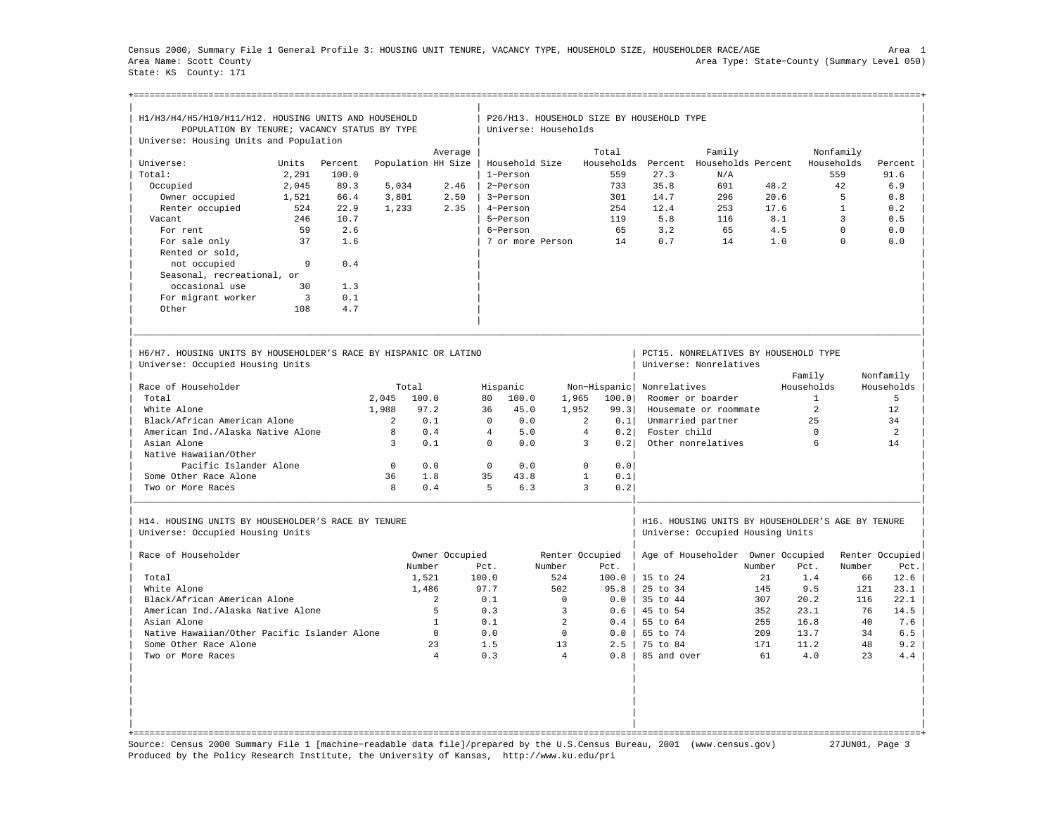Census 2000, Summary File 1 General Profile 3: HOUSING UNIT TENURE, VACANCY TYPE, HOUSEHOLD SIZE, HOUSEHOLDER RACE/AGE

Area Name: Scott County
State: KS County: 171

Area 1
Area Type: State-County (Summary Level 050)

## H1/H3/H4/H5/H10/H11/H12. HOUSING UNITS AND HOUSEHOLD POPULATION BY TENURE; VACANCY STATUS BY TYPE

Universe: Housing Units and Population

| Universe: | Units | Percent | Population | Average HH Size |
|---|---|---|---|---|
| Total: | 2,291 | 100.0 | | |
| Occupied | 2,045 | 89.3 | 5,034 | 2.46 |
| Owner occupied | 1,521 | 66.4 | 3,801 | 2.50 |
| Renter occupied | 524 | 22.9 | 1,233 | 2.35 |
| Vacant | 246 | 10.7 | | |
| For rent | 59 | 2.6 | | |
| For sale only | 37 | 1.6 | | |
| Rented or sold, not occupied | 9 | 0.4 | | |
| Seasonal, recreational, or occasional use | 30 | 1.3 | | |
| For migrant worker | 3 | 0.1 | | |
| Other | 108 | 4.7 | | |

## P26/H13. HOUSEHOLD SIZE BY HOUSEHOLD TYPE

Universe: Households

| Household Size | Total Households | Percent | Family Households | Percent | Nonfamily Households | Percent |
|---|---|---|---|---|---|---|
| 1-Person | 559 | 27.3 | N/A | | 559 | 91.6 |
| 2-Person | 733 | 35.8 | 691 | 48.2 | 42 | 6.9 |
| 3-Person | 301 | 14.7 | 296 | 20.6 | 5 | 0.8 |
| 4-Person | 254 | 12.4 | 253 | 17.6 | 1 | 0.2 |
| 5-Person | 119 | 5.8 | 116 | 8.1 | 3 | 0.5 |
| 6-Person | 65 | 3.2 | 65 | 4.5 | 0 | 0.0 |
| 7 or more Person | 14 | 0.7 | 14 | 1.0 | 0 | 0.0 |

## H6/H7. HOUSING UNITS BY HOUSEHOLDER'S RACE BY HISPANIC OR LATINO

Universe: Occupied Housing Units

| Race of Householder | Total | | Hispanic | | Non-Hispanic | |
|---|---|---|---|---|---|---|
| Total | 2,045 | 100.0 | 80 | 100.0 | 1,965 | 100.0 |
| White Alone | 1,988 | 97.2 | 36 | 45.0 | 1,952 | 99.3 |
| Black/African American Alone | 2 | 0.1 | 0 | 0.0 | 2 | 0.1 |
| American Ind./Alaska Native Alone | 8 | 0.4 | 4 | 5.0 | 4 | 0.2 |
| Asian Alone | 3 | 0.1 | 0 | 0.0 | 3 | 0.2 |
| Native Hawaiian/Other Pacific Islander Alone | 0 | 0.0 | 0 | 0.0 | 0 | 0.0 |
| Some Other Race Alone | 36 | 1.8 | 35 | 43.8 | 1 | 0.1 |
| Two or More Races | 8 | 0.4 | 5 | 6.3 | 3 | 0.2 |

## PCT15. NONRELATIVES BY HOUSEHOLD TYPE

Universe: Nonrelatives

| Nonrelatives | Family Households | Nonfamily Households |
|---|---|---|
| Roomer or boarder | 1 | 5 |
| Housemate or roommate | 2 | 12 |
| Unmarried partner | 25 | 34 |
| Foster child | 0 | 2 |
| Other nonrelatives | 6 | 14 |

## H14. HOUSING UNITS BY HOUSEHOLDER'S RACE BY TENURE

Universe: Occupied Housing Units

| Race of Householder | Owner Occupied Number | Owner Occupied Pct. | Renter Occupied Number | Renter Occupied Pct. |
|---|---|---|---|---|
| Total | 1,521 | 100.0 | 524 | 100.0 |
| White Alone | 1,486 | 97.7 | 502 | 95.8 |
| Black/African American Alone | 2 | 0.1 | 0 | 0.0 |
| American Ind./Alaska Native Alone | 5 | 0.3 | 3 | 0.6 |
| Asian Alone | 1 | 0.1 | 2 | 0.4 |
| Native Hawaiian/Other Pacific Islander Alone | 0 | 0.0 | 0 | 0.0 |
| Some Other Race Alone | 23 | 1.5 | 13 | 2.5 |
| Two or More Races | 4 | 0.3 | 4 | 0.8 |

## H16. HOUSING UNITS BY HOUSEHOLDER'S AGE BY TENURE

Universe: Occupied Housing Units

| Age of Householder | Owner Occupied Number | Owner Occupied Pct. | Renter Occupied Number | Renter Occupied Pct. |
|---|---|---|---|---|
| 15 to 24 | 21 | 1.4 | 66 | 12.6 |
| 25 to 34 | 145 | 9.5 | 121 | 23.1 |
| 35 to 44 | 307 | 20.2 | 116 | 22.1 |
| 45 to 54 | 352 | 23.1 | 76 | 14.5 |
| 55 to 64 | 255 | 16.8 | 40 | 7.6 |
| 65 to 74 | 209 | 13.7 | 34 | 6.5 |
| 75 to 84 | 171 | 11.2 | 48 | 9.2 |
| 85 and over | 61 | 4.0 | 23 | 4.4 |

Source: Census 2000 Summary File 1 [machine-readable data file]/prepared by the U.S.Census Bureau, 2001 (www.census.gov) 27JUN01
Produced by the Policy Research Institute, the University of Kansas, http://www.ku.edu/pri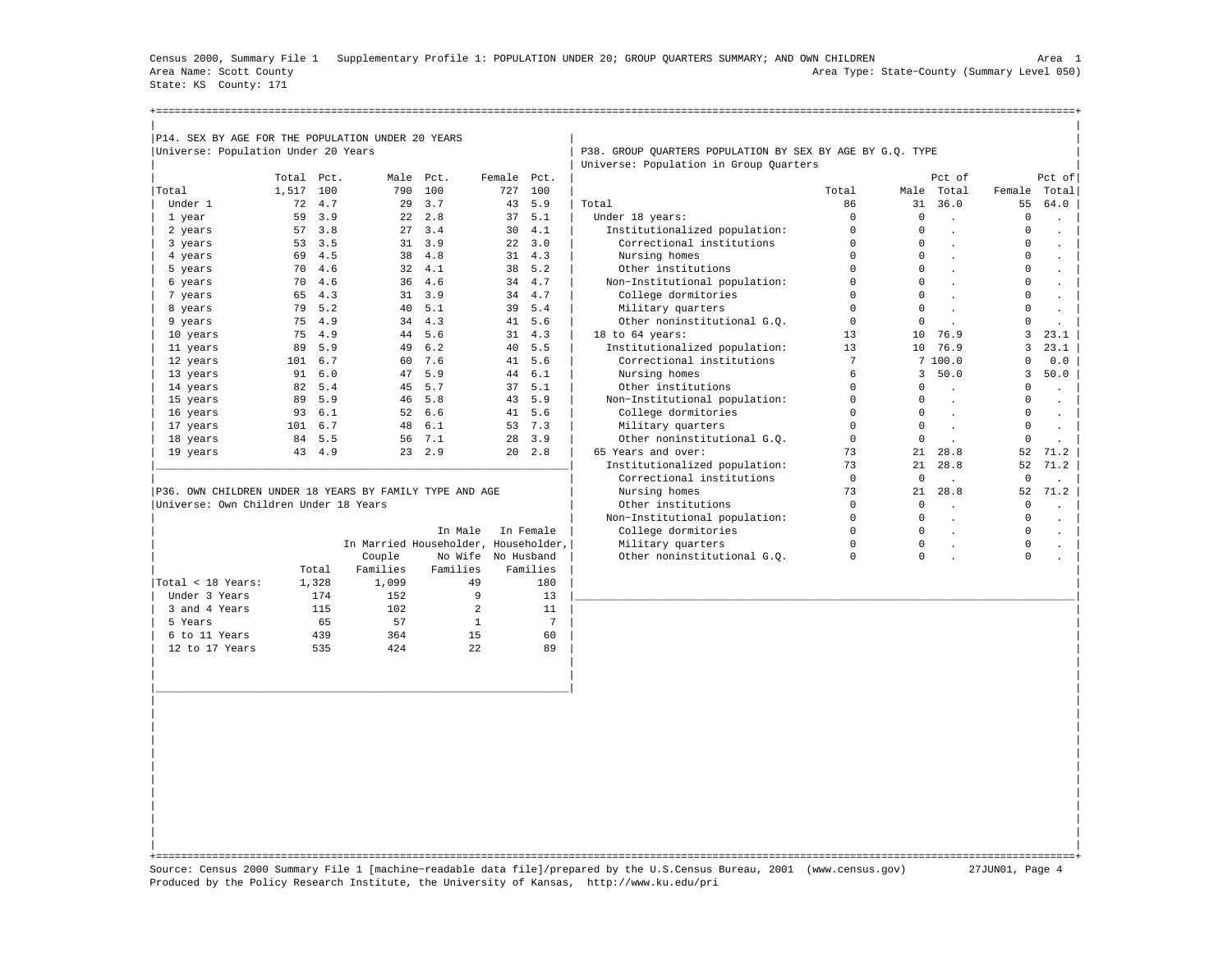Census 2000, Summary File 1 Supplementary Profile 1: POPULATION UNDER 20; GROUP QUARTERS SUMMARY; AND OWN CHILDREN — Area 1

Area Name: Scott County — Area Type: State-County (Summary Level 050)

State: KS County: 171

## P14. SEX BY AGE FOR THE POPULATION UNDER 20 YEARS

Universe: Population Under 20 Years

| | Total | Pct. | Male | Pct. | Female | Pct. |
|---|---|---|---|---|---|---|
| Total | 1,517 | 100 | 790 | 100 | 727 | 100 |
| Under 1 | 72 | 4.7 | 29 | 3.7 | 43 | 5.9 |
| 1 year | 59 | 3.9 | 22 | 2.8 | 37 | 5.1 |
| 2 years | 57 | 3.8 | 27 | 3.4 | 30 | 4.1 |
| 3 years | 53 | 3.5 | 31 | 3.9 | 22 | 3.0 |
| 4 years | 69 | 4.5 | 38 | 4.8 | 31 | 4.3 |
| 5 years | 70 | 4.6 | 32 | 4.1 | 38 | 5.2 |
| 6 years | 70 | 4.6 | 36 | 4.6 | 34 | 4.7 |
| 7 years | 65 | 4.3 | 31 | 3.9 | 34 | 4.7 |
| 8 years | 79 | 5.2 | 40 | 5.1 | 39 | 5.4 |
| 9 years | 75 | 4.9 | 34 | 4.3 | 41 | 5.6 |
| 10 years | 75 | 4.9 | 44 | 5.6 | 31 | 4.3 |
| 11 years | 89 | 5.9 | 49 | 6.2 | 40 | 5.5 |
| 12 years | 101 | 6.7 | 60 | 7.6 | 41 | 5.6 |
| 13 years | 91 | 6.0 | 47 | 5.9 | 44 | 6.1 |
| 14 years | 82 | 5.4 | 45 | 5.7 | 37 | 5.1 |
| 15 years | 89 | 5.9 | 46 | 5.8 | 43 | 5.9 |
| 16 years | 93 | 6.1 | 52 | 6.6 | 41 | 5.6 |
| 17 years | 101 | 6.7 | 48 | 6.1 | 53 | 7.3 |
| 18 years | 84 | 5.5 | 56 | 7.1 | 28 | 3.9 |
| 19 years | 43 | 4.9 | 23 | 2.9 | 20 | 2.8 |

## P36. OWN CHILDREN UNDER 18 YEARS BY FAMILY TYPE AND AGE

Universe: Own Children Under 18 Years

| | Total | In Married Couple Families | In Male Householder, No Wife Families | In Female Householder, No Husband Families |
|---|---|---|---|---|
| Total < 18 Years: | 1,328 | 1,099 | 49 | 180 |
| Under 3 Years | 174 | 152 | 9 | 13 |
| 3 and 4 Years | 115 | 102 | 2 | 11 |
| 5 Years | 65 | 57 | 1 | 7 |
| 6 to 11 Years | 439 | 364 | 15 | 60 |
| 12 to 17 Years | 535 | 424 | 22 | 89 |

## P38. GROUP QUARTERS POPULATION BY SEX BY AGE BY G.Q. TYPE

Universe: Population in Group Quarters

| | Total | Male | Pct of Total | Female | Pct of Total |
|---|---|---|---|---|---|
| Total | 86 | 31 | 36.0 | 55 | 64.0 |
| Under 18 years: | 0 | 0 | . | 0 | . |
| Institutionalized population: | 0 | 0 | . | 0 | . |
| Correctional institutions | 0 | 0 | . | 0 | . |
| Nursing homes | 0 | 0 | . | 0 | . |
| Other institutions | 0 | 0 | . | 0 | . |
| Non-Institutional population: | 0 | 0 | . | 0 | . |
| College dormitories | 0 | 0 | . | 0 | . |
| Military quarters | 0 | 0 | . | 0 | . |
| Other noninstitutional G.Q. | 0 | 0 | . | 0 | . |
| 18 to 64 years: | 13 | 10 | 76.9 | 3 | 23.1 |
| Institutionalized population: | 13 | 10 | 76.9 | 3 | 23.1 |
| Correctional institutions | 7 | 7 | 100.0 | 0 | 0.0 |
| Nursing homes | 6 | 3 | 50.0 | 3 | 50.0 |
| Other institutions | 0 | 0 | . | 0 | . |
| Non-Institutional population: | 0 | 0 | . | 0 | . |
| College dormitories | 0 | 0 | . | 0 | . |
| Military quarters | 0 | 0 | . | 0 | . |
| Other noninstitutional G.Q. | 0 | 0 | . | 0 | . |
| 65 Years and over: | 73 | 21 | 28.8 | 52 | 71.2 |
| Institutionalized population: | 73 | 21 | 28.8 | 52 | 71.2 |
| Correctional institutions | 0 | 0 | . | 0 | . |
| Nursing homes | 73 | 21 | 28.8 | 52 | 71.2 |
| Other institutions | 0 | 0 | . | 0 | . |
| Non-Institutional population: | 0 | 0 | . | 0 | . |
| College dormitories | 0 | 0 | . | 0 | . |
| Military quarters | 0 | 0 | . | 0 | . |
| Other noninstitutional G.Q. | 0 | 0 | . | 0 | . |

Source: Census 2000 Summary File 1 [machine-readable data file]/prepared by the U.S.Census Bureau, 2001 (www.census.gov) 27JUN01

Produced by the Policy Research Institute, the University of Kansas, http://www.ku.edu/pri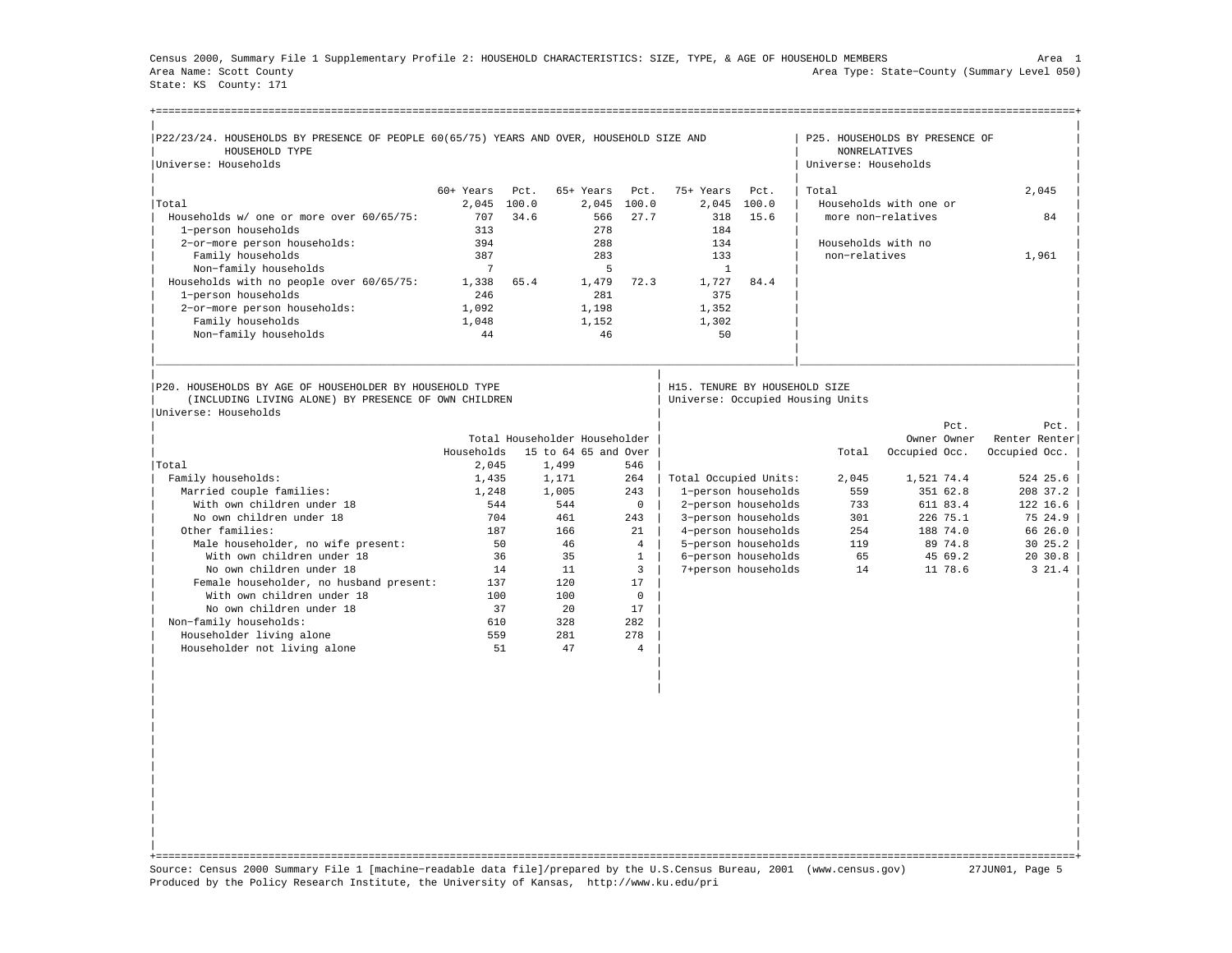Census 2000, Summary File 1 Supplementary Profile 2: HOUSEHOLD CHARACTERISTICS: SIZE, TYPE, & AGE OF HOUSEHOLD MEMBERS

Area Name: Scott County
Area Type: State-County (Summary Level 050)
State: KS County: 171

## P22/23/24. HOUSEHOLDS BY PRESENCE OF PEOPLE 60(65/75) YEARS AND OVER, HOUSEHOLD SIZE AND HOUSEHOLD TYPE

Universe: Households

| | 60+ Years | Pct. | 65+ Years | Pct. | 75+ Years | Pct. |
|---|---|---|---|---|---|---|
| Total | 2,045 | 100.0 | 2,045 | 100.0 | 2,045 | 100.0 |
| Households w/ one or more over 60/65/75: | 707 | 34.6 | 566 | 27.7 | 318 | 15.6 |
| 1-person households | 313 | | 278 | | 184 | |
| 2-or-more person households: | 394 | | 288 | | 134 | |
| Family households | 387 | | 283 | | 133 | |
| Non-family households | 7 | | 5 | | 1 | |
| Households with no people over 60/65/75: | 1,338 | 65.4 | 1,479 | 72.3 | 1,727 | 84.4 |
| 1-person households | 246 | | 281 | | 375 | |
| 2-or-more person households: | 1,092 | | 1,198 | | 1,352 | |
| Family households | 1,048 | | 1,152 | | 1,302 | |
| Non-family households | 44 | | 46 | | 50 | |

## P25. HOUSEHOLDS BY PRESENCE OF NONRELATIVES

Universe: Households

| | |
|---|---|
| Total | 2,045 |
| Households with one or more non-relatives | 84 |
| Households with no non-relatives | 1,961 |

## P20. HOUSEHOLDS BY AGE OF HOUSEHOLDER BY HOUSEHOLD TYPE (INCLUDING LIVING ALONE) BY PRESENCE OF OWN CHILDREN

Universe: Households

| | Total Households | Householder 15 to 64 | Householder 65 and Over |
|---|---|---|---|
| Total | 2,045 | 1,499 | 546 |
| Family households: | 1,435 | 1,171 | 264 |
| Married couple families: | 1,248 | 1,005 | 243 |
| With own children under 18 | 544 | 544 | 0 |
| No own children under 18 | 704 | 461 | 243 |
| Other families: | 187 | 166 | 21 |
| Male householder, no wife present: | 50 | 46 | 4 |
| With own children under 18 | 36 | 35 | 1 |
| No own children under 18 | 14 | 11 | 3 |
| Female householder, no husband present: | 137 | 120 | 17 |
| With own children under 18 | 100 | 100 | 0 |
| No own children under 18 | 37 | 20 | 17 |
| Non-family households: | 610 | 328 | 282 |
| Householder living alone | 559 | 281 | 278 |
| Householder not living alone | 51 | 47 | 4 |

## H15. TENURE BY HOUSEHOLD SIZE

Universe: Occupied Housing Units

| | Total | Owner Occupied | Pct. Owner Occ. | Renter Occupied | Pct. Renter Occ. |
|---|---|---|---|---|---|
| Total Occupied Units: | 2,045 | 1,521 | 74.4 | 524 | 25.6 |
| 1-person households | 559 | 351 | 62.8 | 208 | 37.2 |
| 2-person households | 733 | 611 | 83.4 | 122 | 16.6 |
| 3-person households | 301 | 226 | 75.1 | 75 | 24.9 |
| 4-person households | 254 | 188 | 74.0 | 66 | 26.0 |
| 5-person households | 119 | 89 | 74.8 | 30 | 25.2 |
| 6-person households | 65 | 45 | 69.2 | 20 | 30.8 |
| 7+person households | 14 | 11 | 78.6 | 3 | 21.4 |

Source: Census 2000 Summary File 1 [machine-readable data file]/prepared by the U.S.Census Bureau, 2001 (www.census.gov) 27JUN01
Produced by the Policy Research Institute, the University of Kansas, http://www.ku.edu/pri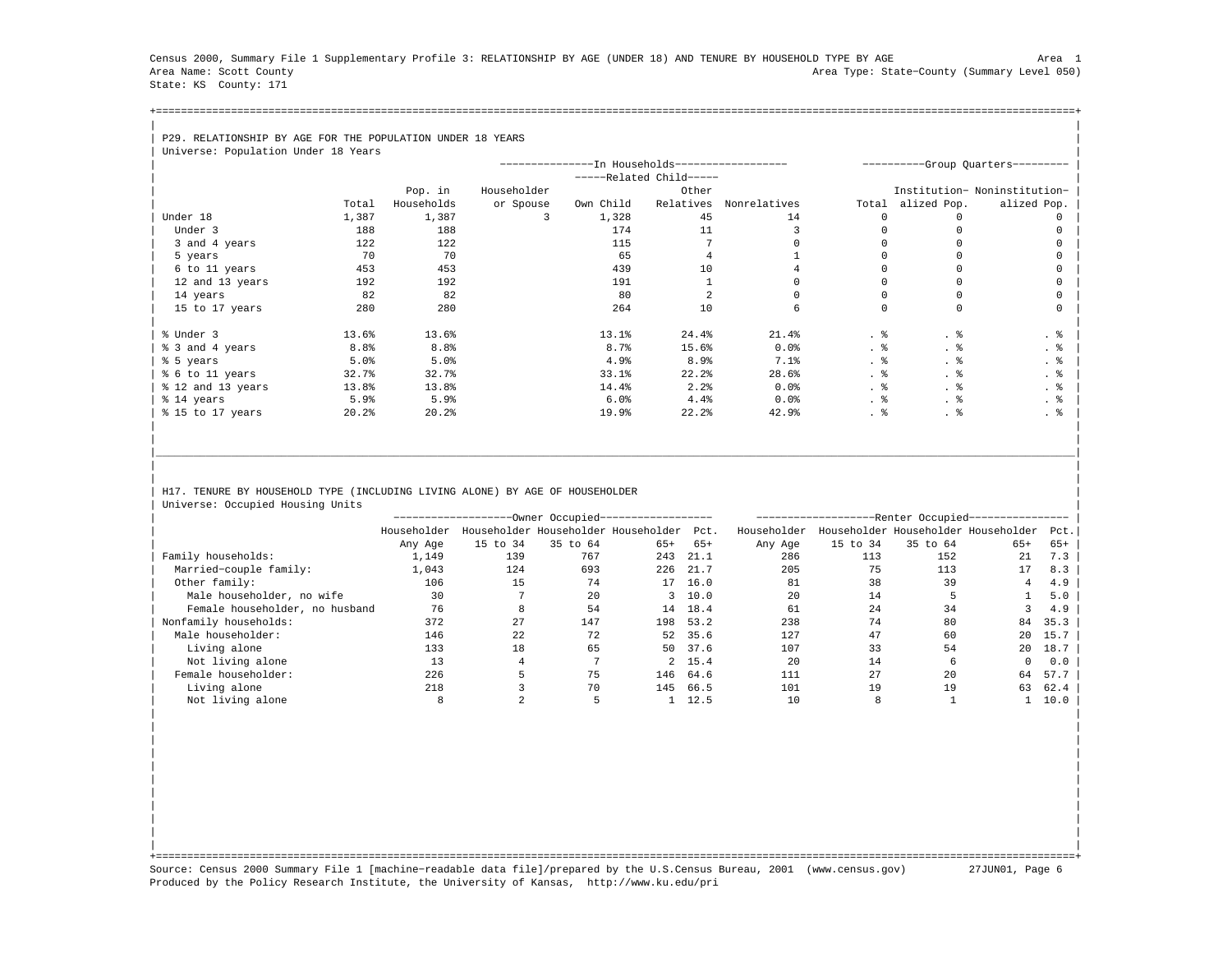Census 2000, Summary File 1 Supplementary Profile 3: RELATIONSHIP BY AGE (UNDER 18) AND TENURE BY HOUSEHOLD TYPE BY AGE

Area 1

Area Name: Scott County

Area Type: State−County (Summary Level 050)

State: KS County: 171

## P29. RELATIONSHIP BY AGE FOR THE POPULATION UNDER 18 YEARS

Universe: Population Under 18 Years

| | | In Households | | | | | Group Quarters | | |
|---|---|---|---|---|---|---|---|---|---|
| | | | | Related Child | | | | | |
| | Total | Pop. in Households | Householder or Spouse | Own Child | Other Relatives | Nonrelatives | Total | Institution−alized Pop. | Noninstitution−alized Pop. |
| Under 18 | 1,387 | 1,387 | 3 | 1,328 | 45 | 14 | 0 | 0 | 0 |
| Under 3 | 188 | 188 | | 174 | 11 | 3 | 0 | 0 | 0 |
| 3 and 4 years | 122 | 122 | | 115 | 7 | 0 | 0 | 0 | 0 |
| 5 years | 70 | 70 | | 65 | 4 | 1 | 0 | 0 | 0 |
| 6 to 11 years | 453 | 453 | | 439 | 10 | 4 | 0 | 0 | 0 |
| 12 and 13 years | 192 | 192 | | 191 | 1 | 0 | 0 | 0 | 0 |
| 14 years | 82 | 82 | | 80 | 2 | 0 | 0 | 0 | 0 |
| 15 to 17 years | 280 | 280 | | 264 | 10 | 6 | 0 | 0 | 0 |
| % Under 3 | 13.6% | 13.6% | | 13.1% | 24.4% | 21.4% | . % | . % | . % |
| % 3 and 4 years | 8.8% | 8.8% | | 8.7% | 15.6% | 0.0% | . % | . % | . % |
| % 5 years | 5.0% | 5.0% | | 4.9% | 8.9% | 7.1% | . % | . % | . % |
| % 6 to 11 years | 32.7% | 32.7% | | 33.1% | 22.2% | 28.6% | . % | . % | . % |
| % 12 and 13 years | 13.8% | 13.8% | | 14.4% | 2.2% | 0.0% | . % | . % | . % |
| % 14 years | 5.9% | 5.9% | | 6.0% | 4.4% | 0.0% | . % | . % | . % |
| % 15 to 17 years | 20.2% | 20.2% | | 19.9% | 22.2% | 42.9% | . % | . % | . % |

## H17. TENURE BY HOUSEHOLD TYPE (INCLUDING LIVING ALONE) BY AGE OF HOUSEHOLDER

Universe: Occupied Housing Units

| | Owner Occupied | | | | | Renter Occupied | | | | |
|---|---|---|---|---|---|---|---|---|---|---|
| | Householder Any Age | Householder 15 to 34 | Householder 35 to 64 | Householder 65+ | Pct. 65+ | Householder Any Age | Householder 15 to 34 | Householder 35 to 64 | Householder 65+ | Pct. 65+ |
| Family households: | 1,149 | 139 | 767 | 243 | 21.1 | 286 | 113 | 152 | 21 | 7.3 |
| Married−couple family: | 1,043 | 124 | 693 | 226 | 21.7 | 205 | 75 | 113 | 17 | 8.3 |
| Other family: | 106 | 15 | 74 | 17 | 16.0 | 81 | 38 | 39 | 4 | 4.9 |
| Male householder, no wife | 30 | 7 | 20 | 3 | 10.0 | 20 | 14 | 5 | 1 | 5.0 |
| Female householder, no husband | 76 | 8 | 54 | 14 | 18.4 | 61 | 24 | 34 | 3 | 4.9 |
| Nonfamily households: | 372 | 27 | 147 | 198 | 53.2 | 238 | 74 | 80 | 84 | 35.3 |
| Male householder: | 146 | 22 | 72 | 52 | 35.6 | 127 | 47 | 60 | 20 | 15.7 |
| Living alone | 133 | 18 | 65 | 50 | 37.6 | 107 | 33 | 54 | 20 | 18.7 |
| Not living alone | 13 | 4 | 7 | 2 | 15.4 | 20 | 14 | 6 | 0 | 0.0 |
| Female householder: | 226 | 5 | 75 | 146 | 64.6 | 111 | 27 | 20 | 64 | 57.7 |
| Living alone | 218 | 3 | 70 | 145 | 66.5 | 101 | 19 | 19 | 63 | 62.4 |
| Not living alone | 8 | 2 | 5 | 1 | 12.5 | 10 | 8 | 1 | 1 | 10.0 |

Source: Census 2000 Summary File 1 [machine−readable data file]/prepared by the U.S.Census Bureau, 2001 (www.census.gov) 27JUN01, Page 6

Produced by the Policy Research Institute, the University of Kansas, http://www.ku.edu/pri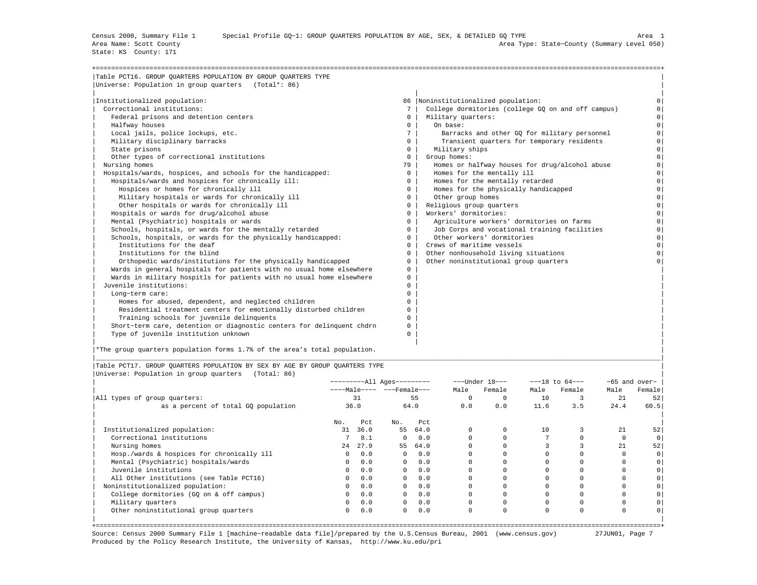Census 2000, Summary File 1 Special Profile GQ−1: GROUP QUARTERS POPULATION BY AGE, SEX, & DETAILED GQ TYPE Area 1
Area Name: Scott County Area Type: State−County (Summary Level 050)
State: KS County: 171

## Table PCT16. GROUP QUARTERS POPULATION BY GROUP QUARTERS TYPE

Universe: Population in group quarters (Total*: 86)

| Institutionalized population: | 86 | Noninstitutionalized population: | 0 |
|---|---|---|---|
| Correctional institutions: | 7 | College dormitories (college GQ on and off campus) | 0 |
| Federal prisons and detention centers | 0 | Military quarters: | 0 |
| Halfway houses | 0 | On base: | 0 |
| Local jails, police lockups, etc. | 7 | Barracks and other GQ for military personnel | 0 |
| Military disciplinary barracks | 0 | Transient quarters for temporary residents | 0 |
| State prisons | 0 | Military ships | 0 |
| Other types of correctional institutions | 0 | Group homes: | 0 |
| Nursing homes | 79 | Homes or halfway houses for drug/alcohol abuse | 0 |
| Hospitals/wards, hospices, and schools for the handicapped: | 0 | Homes for the mentally ill | 0 |
| Hospitals/wards and hospices for chronically ill: | 0 | Homes for the mentally retarded | 0 |
| Hospices or homes for chronically ill | 0 | Homes for the physically handicapped | 0 |
| Military hospitals or wards for chronically ill | 0 | Other group homes | 0 |
| Other hospitals or wards for chronically ill | 0 | Religious group quarters | 0 |
| Hospitals or wards for drug/alcohol abuse | 0 | Workers' dormitories: | 0 |
| Mental (Psychiatric) hospitals or wards | 0 | Agriculture workers' dormitories on farms | 0 |
| Schools, hospitals, or wards for the mentally retarded | 0 | Job Corps and vocational training facilities | 0 |
| Schools, hospitals, or wards for the physically handicapped: | 0 | Other workers' dormitories | 0 |
| Institutions for the deaf | 0 | Crews of maritime vessels | 0 |
| Institutions for the blind | 0 | Other nonhousehold living situations | 0 |
| Orthopedic wards/institutions for the physically handicapped | 0 | Other noninstitutional group quarters | 0 |
| Wards in general hospitals for patients with no usual home elsewhere | 0 | | |
| Wards in military hospitls for patients with no usual home elsewhere | 0 | | |
| Juvenile institutions: | 0 | | |
| Long−term care: | 0 | | |
| Homes for abused, dependent, and neglected children | 0 | | |
| Residential treatment centers for emotionally disturbed children | 0 | | |
| Training schools for juvenile delinquents | 0 | | |
| Short−term care, detention or diagnostic centers for delinquent chdrn | 0 | | |
| Type of juvenile institution unknown | 0 | | |

*The group quarters population forms 1.7% of the area's total population.

## Table PCT17. GROUP QUARTERS POPULATION BY SEX BY AGE BY GROUP QUARTERS TYPE

Universe: Population in group quarters (Total: 86)

| | All Ages | | | | Under 18 | | 18 to 64 | | 65 and over | |
|---|---|---|---|---|---|---|---|---|---|---|
| | Male | | Female | | Male | Female | Male | Female | Male | Female |
| All types of group quarters: | 31 | | 55 | | 0 | 0 | 10 | 3 | 21 | 52 |
| as a percent of total GQ population | 36.0 | | 64.0 | | 0.0 | 0.0 | 11.6 | 3.5 | 24.4 | 60.5 |
| | No. | Pct | No. | Pct | | | | | | |
| Institutionalized population: | 31 | 36.0 | 55 | 64.0 | 0 | 0 | 10 | 3 | 21 | 52 |
| Correctional institutions | 7 | 8.1 | 0 | 0.0 | 0 | 0 | 7 | 0 | 0 | 0 |
| Nursing homes | 24 | 27.9 | 55 | 64.0 | 0 | 0 | 3 | 3 | 21 | 52 |
| Hosp./wards & hospices for chronically ill | 0 | 0.0 | 0 | 0.0 | 0 | 0 | 0 | 0 | 0 | 0 |
| Mental (Psychiatric) hospitals/wards | 0 | 0.0 | 0 | 0.0 | 0 | 0 | 0 | 0 | 0 | 0 |
| Juvenile institutions | 0 | 0.0 | 0 | 0.0 | 0 | 0 | 0 | 0 | 0 | 0 |
| All Other institutions (see Table PCT16) | 0 | 0.0 | 0 | 0.0 | 0 | 0 | 0 | 0 | 0 | 0 |
| Noninstitutionalized population: | 0 | 0.0 | 0 | 0.0 | 0 | 0 | 0 | 0 | 0 | 0 |
| College dormitories (GQ on & off campus) | 0 | 0.0 | 0 | 0.0 | 0 | 0 | 0 | 0 | 0 | 0 |
| Military quarters | 0 | 0.0 | 0 | 0.0 | 0 | 0 | 0 | 0 | 0 | 0 |
| Other noninstitutional group quarters | 0 | 0.0 | 0 | 0.0 | 0 | 0 | 0 | 0 | 0 | 0 |

Source: Census 2000 Summary File 1 [machine−readable data file]/prepared by the U.S.Census Bureau, 2001 (www.census.gov) 27JUN01
Produced by the Policy Research Institute, the University of Kansas, http://www.ku.edu/pri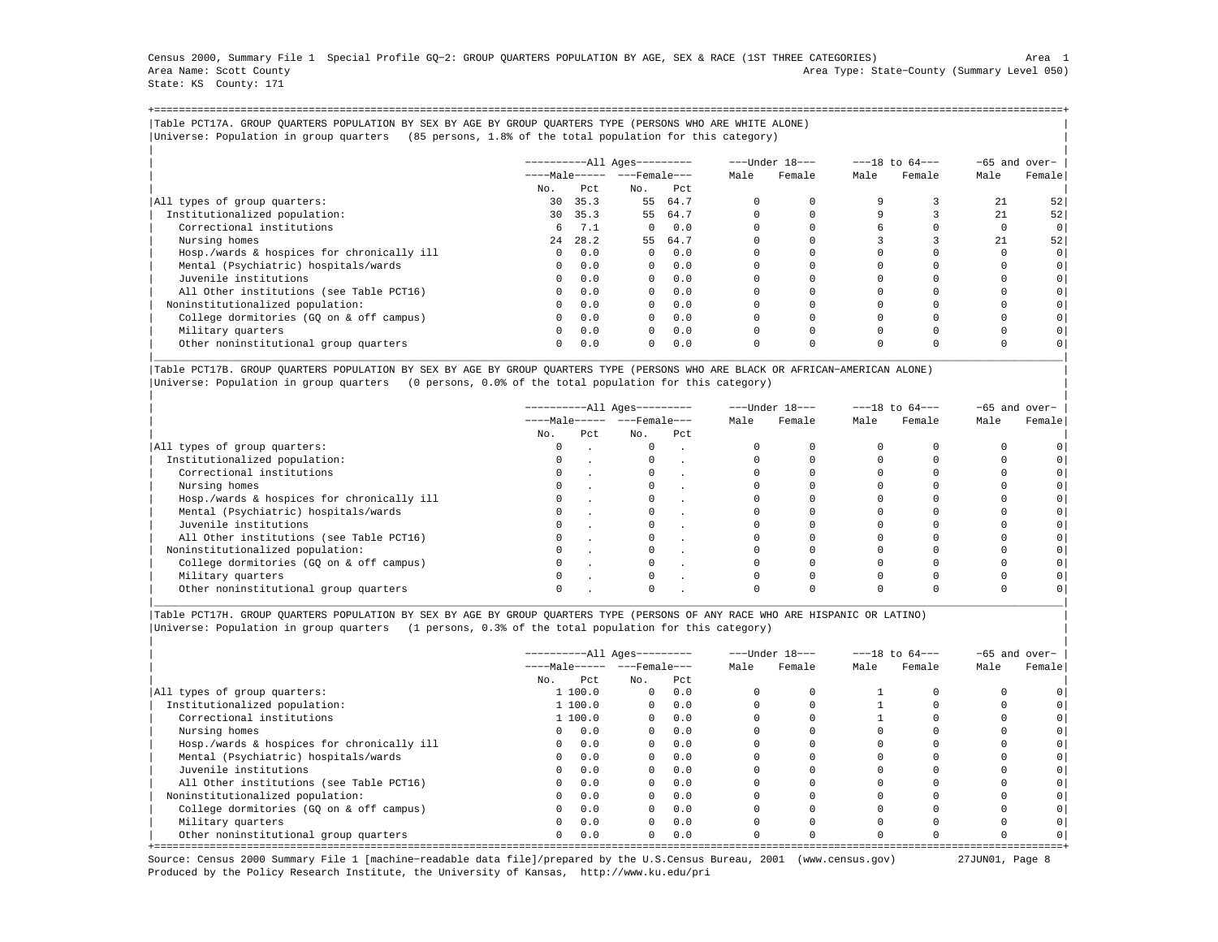Census 2000, Summary File 1 Special Profile GQ-2: GROUP QUARTERS POPULATION BY AGE, SEX & RACE (1ST THREE CATEGORIES) Area 1
Area Name: Scott County Area Type: State-County (Summary Level 050)
State: KS County: 171

## Table PCT17A. GROUP QUARTERS POPULATION BY SEX BY AGE BY GROUP QUARTERS TYPE (PERSONS WHO ARE WHITE ALONE)

Universe: Population in group quarters (85 persons, 1.8% of the total population for this category)

| | All Ages | | | | Under 18 | | 18 to 64 | | 65 and over | |
|---|---|---|---|---|---|---|---|---|---|---|
| | Male | | Female | | Male | Female | Male | Female | Male | Female |
| | No. | Pct | No. | Pct | | | | | | |
| All types of group quarters: | 30 | 35.3 | 55 | 64.7 | 0 | 0 | 9 | 3 | 21 | 52 |
| Institutionalized population: | 30 | 35.3 | 55 | 64.7 | 0 | 0 | 9 | 3 | 21 | 52 |
| Correctional institutions | 6 | 7.1 | 0 | 0.0 | 0 | 0 | 6 | 0 | 0 | 0 |
| Nursing homes | 24 | 28.2 | 55 | 64.7 | 0 | 0 | 3 | 3 | 21 | 52 |
| Hosp./wards & hospices for chronically ill | 0 | 0.0 | 0 | 0.0 | 0 | 0 | 0 | 0 | 0 | 0 |
| Mental (Psychiatric) hospitals/wards | 0 | 0.0 | 0 | 0.0 | 0 | 0 | 0 | 0 | 0 | 0 |
| Juvenile institutions | 0 | 0.0 | 0 | 0.0 | 0 | 0 | 0 | 0 | 0 | 0 |
| All Other institutions (see Table PCT16) | 0 | 0.0 | 0 | 0.0 | 0 | 0 | 0 | 0 | 0 | 0 |
| Noninstitutionalized population: | 0 | 0.0 | 0 | 0.0 | 0 | 0 | 0 | 0 | 0 | 0 |
| College dormitories (GQ on & off campus) | 0 | 0.0 | 0 | 0.0 | 0 | 0 | 0 | 0 | 0 | 0 |
| Military quarters | 0 | 0.0 | 0 | 0.0 | 0 | 0 | 0 | 0 | 0 | 0 |
| Other noninstitutional group quarters | 0 | 0.0 | 0 | 0.0 | 0 | 0 | 0 | 0 | 0 | 0 |

## Table PCT17B. GROUP QUARTERS POPULATION BY SEX BY AGE BY GROUP QUARTERS TYPE (PERSONS WHO ARE BLACK OR AFRICAN-AMERICAN ALONE)

Universe: Population in group quarters (0 persons, 0.0% of the total population for this category)

| | All Ages | | | | Under 18 | | 18 to 64 | | 65 and over | |
|---|---|---|---|---|---|---|---|---|---|---|
| | Male | | Female | | Male | Female | Male | Female | Male | Female |
| | No. | Pct | No. | Pct | | | | | | |
| All types of group quarters: | 0 | . | 0 | . | 0 | 0 | 0 | 0 | 0 | 0 |
| Institutionalized population: | 0 | . | 0 | . | 0 | 0 | 0 | 0 | 0 | 0 |
| Correctional institutions | 0 | . | 0 | . | 0 | 0 | 0 | 0 | 0 | 0 |
| Nursing homes | 0 | . | 0 | . | 0 | 0 | 0 | 0 | 0 | 0 |
| Hosp./wards & hospices for chronically ill | 0 | . | 0 | . | 0 | 0 | 0 | 0 | 0 | 0 |
| Mental (Psychiatric) hospitals/wards | 0 | . | 0 | . | 0 | 0 | 0 | 0 | 0 | 0 |
| Juvenile institutions | 0 | . | 0 | . | 0 | 0 | 0 | 0 | 0 | 0 |
| All Other institutions (see Table PCT16) | 0 | . | 0 | . | 0 | 0 | 0 | 0 | 0 | 0 |
| Noninstitutionalized population: | 0 | . | 0 | . | 0 | 0 | 0 | 0 | 0 | 0 |
| College dormitories (GQ on & off campus) | 0 | . | 0 | . | 0 | 0 | 0 | 0 | 0 | 0 |
| Military quarters | 0 | . | 0 | . | 0 | 0 | 0 | 0 | 0 | 0 |
| Other noninstitutional group quarters | 0 | . | 0 | . | 0 | 0 | 0 | 0 | 0 | 0 |

## Table PCT17H. GROUP QUARTERS POPULATION BY SEX BY AGE BY GROUP QUARTERS TYPE (PERSONS OF ANY RACE WHO ARE HISPANIC OR LATINO)

Universe: Population in group quarters (1 persons, 0.3% of the total population for this category)

| | All Ages | | | | Under 18 | | 18 to 64 | | 65 and over | |
|---|---|---|---|---|---|---|---|---|---|---|
| | Male | | Female | | Male | Female | Male | Female | Male | Female |
| | No. | Pct | No. | Pct | | | | | | |
| All types of group quarters: | 1 | 100.0 | 0 | 0.0 | 0 | 0 | 1 | 0 | 0 | 0 |
| Institutionalized population: | 1 | 100.0 | 0 | 0.0 | 0 | 0 | 1 | 0 | 0 | 0 |
| Correctional institutions | 1 | 100.0 | 0 | 0.0 | 0 | 0 | 1 | 0 | 0 | 0 |
| Nursing homes | 0 | 0.0 | 0 | 0.0 | 0 | 0 | 0 | 0 | 0 | 0 |
| Hosp./wards & hospices for chronically ill | 0 | 0.0 | 0 | 0.0 | 0 | 0 | 0 | 0 | 0 | 0 |
| Mental (Psychiatric) hospitals/wards | 0 | 0.0 | 0 | 0.0 | 0 | 0 | 0 | 0 | 0 | 0 |
| Juvenile institutions | 0 | 0.0 | 0 | 0.0 | 0 | 0 | 0 | 0 | 0 | 0 |
| All Other institutions (see Table PCT16) | 0 | 0.0 | 0 | 0.0 | 0 | 0 | 0 | 0 | 0 | 0 |
| Noninstitutionalized population: | 0 | 0.0 | 0 | 0.0 | 0 | 0 | 0 | 0 | 0 | 0 |
| College dormitories (GQ on & off campus) | 0 | 0.0 | 0 | 0.0 | 0 | 0 | 0 | 0 | 0 | 0 |
| Military quarters | 0 | 0.0 | 0 | 0.0 | 0 | 0 | 0 | 0 | 0 | 0 |
| Other noninstitutional group quarters | 0 | 0.0 | 0 | 0.0 | 0 | 0 | 0 | 0 | 0 | 0 |

Source: Census 2000 Summary File 1 [machine-readable data file]/prepared by the U.S.Census Bureau, 2001 (www.census.gov) 27JUN01
Produced by the Policy Research Institute, the University of Kansas, http://www.ku.edu/pri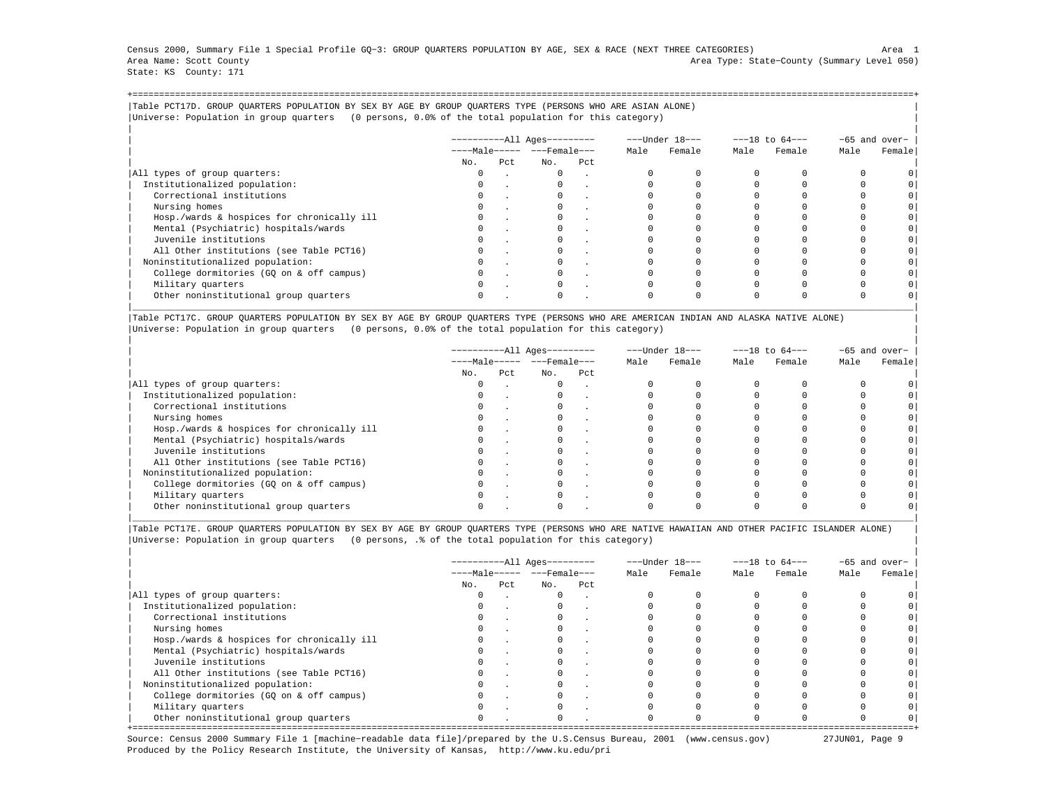Census 2000, Summary File 1 Special Profile GQ-3: GROUP QUARTERS POPULATION BY AGE, SEX & RACE (NEXT THREE CATEGORIES)

Area Name: Scott County

State: KS County: 171

Area 1

Area Type: State-County (Summary Level 050)

## Table PCT17D. GROUP QUARTERS POPULATION BY SEX BY AGE BY GROUP QUARTERS TYPE (PERSONS WHO ARE ASIAN ALONE)

Universe: Population in group quarters (0 persons, 0.0% of the total population for this category)

| | All Ages | | | | Under 18 | | 18 to 64 | | 65 and over | |
|---|---|---|---|---|---|---|---|---|---|---|
| | Male | | Female | | Male | Female | Male | Female | Male | Female |
| | No. | Pct | No. | Pct | | | | | | |
| All types of group quarters: | 0 | . | 0 | . | 0 | 0 | 0 | 0 | 0 | 0 |
| Institutionalized population: | 0 | . | 0 | . | 0 | 0 | 0 | 0 | 0 | 0 |
| Correctional institutions | 0 | . | 0 | . | 0 | 0 | 0 | 0 | 0 | 0 |
| Nursing homes | 0 | . | 0 | . | 0 | 0 | 0 | 0 | 0 | 0 |
| Hosp./wards & hospices for chronically ill | 0 | . | 0 | . | 0 | 0 | 0 | 0 | 0 | 0 |
| Mental (Psychiatric) hospitals/wards | 0 | . | 0 | . | 0 | 0 | 0 | 0 | 0 | 0 |
| Juvenile institutions | 0 | . | 0 | . | 0 | 0 | 0 | 0 | 0 | 0 |
| All Other institutions (see Table PCT16) | 0 | . | 0 | . | 0 | 0 | 0 | 0 | 0 | 0 |
| Noninstitutionalized population: | 0 | . | 0 | . | 0 | 0 | 0 | 0 | 0 | 0 |
| College dormitories (GQ on & off campus) | 0 | . | 0 | . | 0 | 0 | 0 | 0 | 0 | 0 |
| Military quarters | 0 | . | 0 | . | 0 | 0 | 0 | 0 | 0 | 0 |
| Other noninstitutional group quarters | 0 | . | 0 | . | 0 | 0 | 0 | 0 | 0 | 0 |

## Table PCT17C. GROUP QUARTERS POPULATION BY SEX BY AGE BY GROUP QUARTERS TYPE (PERSONS WHO ARE AMERICAN INDIAN AND ALASKA NATIVE ALONE)

Universe: Population in group quarters (0 persons, 0.0% of the total population for this category)

| | All Ages | | | | Under 18 | | 18 to 64 | | 65 and over | |
|---|---|---|---|---|---|---|---|---|---|---|
| | Male | | Female | | Male | Female | Male | Female | Male | Female |
| | No. | Pct | No. | Pct | | | | | | |
| All types of group quarters: | 0 | . | 0 | . | 0 | 0 | 0 | 0 | 0 | 0 |
| Institutionalized population: | 0 | . | 0 | . | 0 | 0 | 0 | 0 | 0 | 0 |
| Correctional institutions | 0 | . | 0 | . | 0 | 0 | 0 | 0 | 0 | 0 |
| Nursing homes | 0 | . | 0 | . | 0 | 0 | 0 | 0 | 0 | 0 |
| Hosp./wards & hospices for chronically ill | 0 | . | 0 | . | 0 | 0 | 0 | 0 | 0 | 0 |
| Mental (Psychiatric) hospitals/wards | 0 | . | 0 | . | 0 | 0 | 0 | 0 | 0 | 0 |
| Juvenile institutions | 0 | . | 0 | . | 0 | 0 | 0 | 0 | 0 | 0 |
| All Other institutions (see Table PCT16) | 0 | . | 0 | . | 0 | 0 | 0 | 0 | 0 | 0 |
| Noninstitutionalized population: | 0 | . | 0 | . | 0 | 0 | 0 | 0 | 0 | 0 |
| College dormitories (GQ on & off campus) | 0 | . | 0 | . | 0 | 0 | 0 | 0 | 0 | 0 |
| Military quarters | 0 | . | 0 | . | 0 | 0 | 0 | 0 | 0 | 0 |
| Other noninstitutional group quarters | 0 | . | 0 | . | 0 | 0 | 0 | 0 | 0 | 0 |

## Table PCT17E. GROUP QUARTERS POPULATION BY SEX BY AGE BY GROUP QUARTERS TYPE (PERSONS WHO ARE NATIVE HAWAIIAN AND OTHER PACIFIC ISLANDER ALONE)

Universe: Population in group quarters (0 persons, .% of the total population for this category)

| | All Ages | | | | Under 18 | | 18 to 64 | | 65 and over | |
|---|---|---|---|---|---|---|---|---|---|---|
| | Male | | Female | | Male | Female | Male | Female | Male | Female |
| | No. | Pct | No. | Pct | | | | | | |
| All types of group quarters: | 0 | . | 0 | . | 0 | 0 | 0 | 0 | 0 | 0 |
| Institutionalized population: | 0 | . | 0 | . | 0 | 0 | 0 | 0 | 0 | 0 |
| Correctional institutions | 0 | . | 0 | . | 0 | 0 | 0 | 0 | 0 | 0 |
| Nursing homes | 0 | . | 0 | . | 0 | 0 | 0 | 0 | 0 | 0 |
| Hosp./wards & hospices for chronically ill | 0 | . | 0 | . | 0 | 0 | 0 | 0 | 0 | 0 |
| Mental (Psychiatric) hospitals/wards | 0 | . | 0 | . | 0 | 0 | 0 | 0 | 0 | 0 |
| Juvenile institutions | 0 | . | 0 | . | 0 | 0 | 0 | 0 | 0 | 0 |
| All Other institutions (see Table PCT16) | 0 | . | 0 | . | 0 | 0 | 0 | 0 | 0 | 0 |
| Noninstitutionalized population: | 0 | . | 0 | . | 0 | 0 | 0 | 0 | 0 | 0 |
| College dormitories (GQ on & off campus) | 0 | . | 0 | . | 0 | 0 | 0 | 0 | 0 | 0 |
| Military quarters | 0 | . | 0 | . | 0 | 0 | 0 | 0 | 0 | 0 |
| Other noninstitutional group quarters | 0 | . | 0 | . | 0 | 0 | 0 | 0 | 0 | 0 |

Source: Census 2000 Summary File 1 [machine-readable data file]/prepared by the U.S.Census Bureau, 2001 (www.census.gov) 27JUN01

Produced by the Policy Research Institute, the University of Kansas, http://www.ku.edu/pri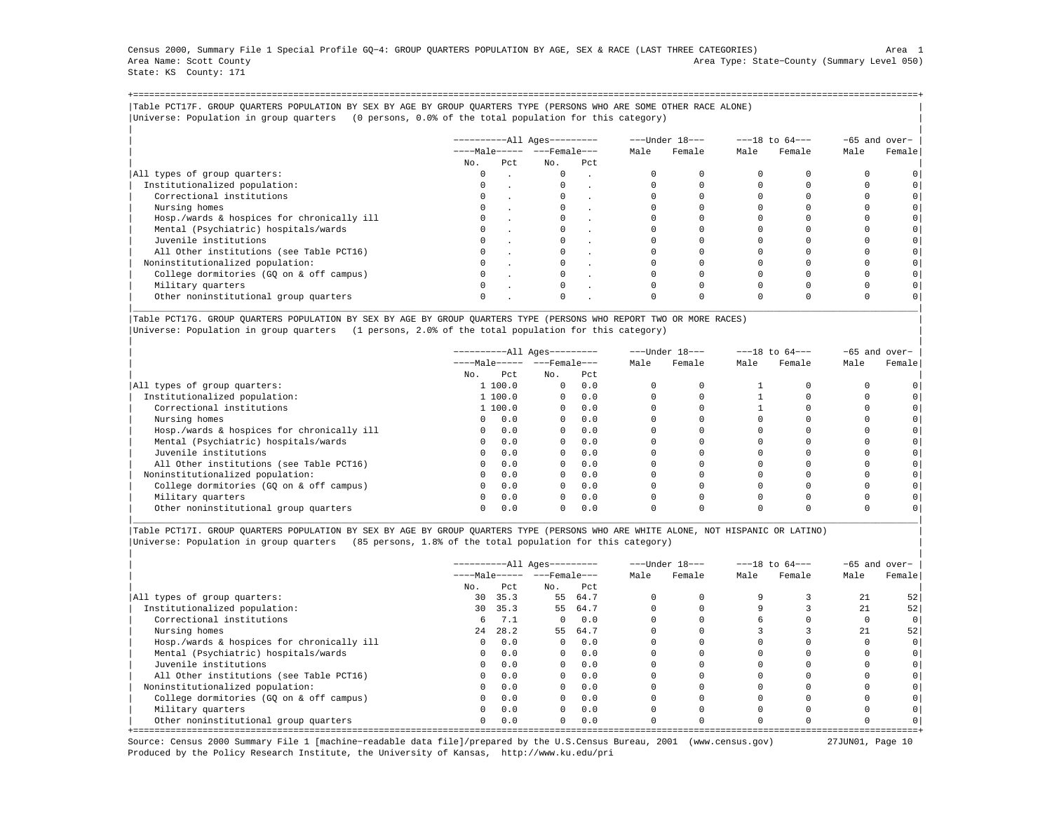Census 2000, Summary File 1 Special Profile GQ-4: GROUP QUARTERS POPULATION BY AGE, SEX & RACE (LAST THREE CATEGORIES) Area 1
Area Name: Scott County Area Type: State-County (Summary Level 050)
State: KS County: 171

## Table PCT17F. GROUP QUARTERS POPULATION BY SEX BY AGE BY GROUP QUARTERS TYPE (PERSONS WHO ARE SOME OTHER RACE ALONE)

Universe: Population in group quarters (0 persons, 0.0% of the total population for this category)

| | All Ages | | | | Under 18 | | 18 to 64 | | 65 and over | |
|---|---|---|---|---|---|---|---|---|---|---|
| | Male | | Female | | Male | Female | Male | Female | Male | Female |
| | No. | Pct | No. | Pct | | | | | | |
| All types of group quarters: | 0 | . | 0 | . | 0 | 0 | 0 | 0 | 0 | 0 |
| Institutionalized population: | 0 | . | 0 | . | 0 | 0 | 0 | 0 | 0 | 0 |
| Correctional institutions | 0 | . | 0 | . | 0 | 0 | 0 | 0 | 0 | 0 |
| Nursing homes | 0 | . | 0 | . | 0 | 0 | 0 | 0 | 0 | 0 |
| Hosp./wards & hospices for chronically ill | 0 | . | 0 | . | 0 | 0 | 0 | 0 | 0 | 0 |
| Mental (Psychiatric) hospitals/wards | 0 | . | 0 | . | 0 | 0 | 0 | 0 | 0 | 0 |
| Juvenile institutions | 0 | . | 0 | . | 0 | 0 | 0 | 0 | 0 | 0 |
| All Other institutions (see Table PCT16) | 0 | . | 0 | . | 0 | 0 | 0 | 0 | 0 | 0 |
| Noninstitutionalized population: | 0 | . | 0 | . | 0 | 0 | 0 | 0 | 0 | 0 |
| College dormitories (GQ on & off campus) | 0 | . | 0 | . | 0 | 0 | 0 | 0 | 0 | 0 |
| Military quarters | 0 | . | 0 | . | 0 | 0 | 0 | 0 | 0 | 0 |
| Other noninstitutional group quarters | 0 | . | 0 | . | 0 | 0 | 0 | 0 | 0 | 0 |

## Table PCT17G. GROUP QUARTERS POPULATION BY SEX BY AGE BY GROUP QUARTERS TYPE (PERSONS WHO REPORT TWO OR MORE RACES)

Universe: Population in group quarters (1 persons, 2.0% of the total population for this category)

| | All Ages | | | | Under 18 | | 18 to 64 | | 65 and over | |
|---|---|---|---|---|---|---|---|---|---|---|
| | Male | | Female | | Male | Female | Male | Female | Male | Female |
| | No. | Pct | No. | Pct | | | | | | |
| All types of group quarters: | 1 | 100.0 | 0 | 0.0 | 0 | 0 | 1 | 0 | 0 | 0 |
| Institutionalized population: | 1 | 100.0 | 0 | 0.0 | 0 | 0 | 1 | 0 | 0 | 0 |
| Correctional institutions | 1 | 100.0 | 0 | 0.0 | 0 | 0 | 1 | 0 | 0 | 0 |
| Nursing homes | 0 | 0.0 | 0 | 0.0 | 0 | 0 | 0 | 0 | 0 | 0 |
| Hosp./wards & hospices for chronically ill | 0 | 0.0 | 0 | 0.0 | 0 | 0 | 0 | 0 | 0 | 0 |
| Mental (Psychiatric) hospitals/wards | 0 | 0.0 | 0 | 0.0 | 0 | 0 | 0 | 0 | 0 | 0 |
| Juvenile institutions | 0 | 0.0 | 0 | 0.0 | 0 | 0 | 0 | 0 | 0 | 0 |
| All Other institutions (see Table PCT16) | 0 | 0.0 | 0 | 0.0 | 0 | 0 | 0 | 0 | 0 | 0 |
| Noninstitutionalized population: | 0 | 0.0 | 0 | 0.0 | 0 | 0 | 0 | 0 | 0 | 0 |
| College dormitories (GQ on & off campus) | 0 | 0.0 | 0 | 0.0 | 0 | 0 | 0 | 0 | 0 | 0 |
| Military quarters | 0 | 0.0 | 0 | 0.0 | 0 | 0 | 0 | 0 | 0 | 0 |
| Other noninstitutional group quarters | 0 | 0.0 | 0 | 0.0 | 0 | 0 | 0 | 0 | 0 | 0 |

## Table PCT17I. GROUP QUARTERS POPULATION BY SEX BY AGE BY GROUP QUARTERS TYPE (PERSONS WHO ARE WHITE ALONE, NOT HISPANIC OR LATINO)

Universe: Population in group quarters (85 persons, 1.8% of the total population for this category)

| | All Ages | | | | Under 18 | | 18 to 64 | | 65 and over | |
|---|---|---|---|---|---|---|---|---|---|---|
| | Male | | Female | | Male | Female | Male | Female | Male | Female |
| | No. | Pct | No. | Pct | | | | | | |
| All types of group quarters: | 30 | 35.3 | 55 | 64.7 | 0 | 0 | 9 | 3 | 21 | 52 |
| Institutionalized population: | 30 | 35.3 | 55 | 64.7 | 0 | 0 | 9 | 3 | 21 | 52 |
| Correctional institutions | 6 | 7.1 | 0 | 0.0 | 0 | 0 | 6 | 0 | 0 | 0 |
| Nursing homes | 24 | 28.2 | 55 | 64.7 | 0 | 0 | 3 | 3 | 21 | 52 |
| Hosp./wards & hospices for chronically ill | 0 | 0.0 | 0 | 0.0 | 0 | 0 | 0 | 0 | 0 | 0 |
| Mental (Psychiatric) hospitals/wards | 0 | 0.0 | 0 | 0.0 | 0 | 0 | 0 | 0 | 0 | 0 |
| Juvenile institutions | 0 | 0.0 | 0 | 0.0 | 0 | 0 | 0 | 0 | 0 | 0 |
| All Other institutions (see Table PCT16) | 0 | 0.0 | 0 | 0.0 | 0 | 0 | 0 | 0 | 0 | 0 |
| Noninstitutionalized population: | 0 | 0.0 | 0 | 0.0 | 0 | 0 | 0 | 0 | 0 | 0 |
| College dormitories (GQ on & off campus) | 0 | 0.0 | 0 | 0.0 | 0 | 0 | 0 | 0 | 0 | 0 |
| Military quarters | 0 | 0.0 | 0 | 0.0 | 0 | 0 | 0 | 0 | 0 | 0 |
| Other noninstitutional group quarters | 0 | 0.0 | 0 | 0.0 | 0 | 0 | 0 | 0 | 0 | 0 |

Source: Census 2000 Summary File 1 [machine-readable data file]/prepared by the U.S.Census Bureau, 2001 (www.census.gov) 27JUN01
Produced by the Policy Research Institute, the University of Kansas, http://www.ku.edu/pri